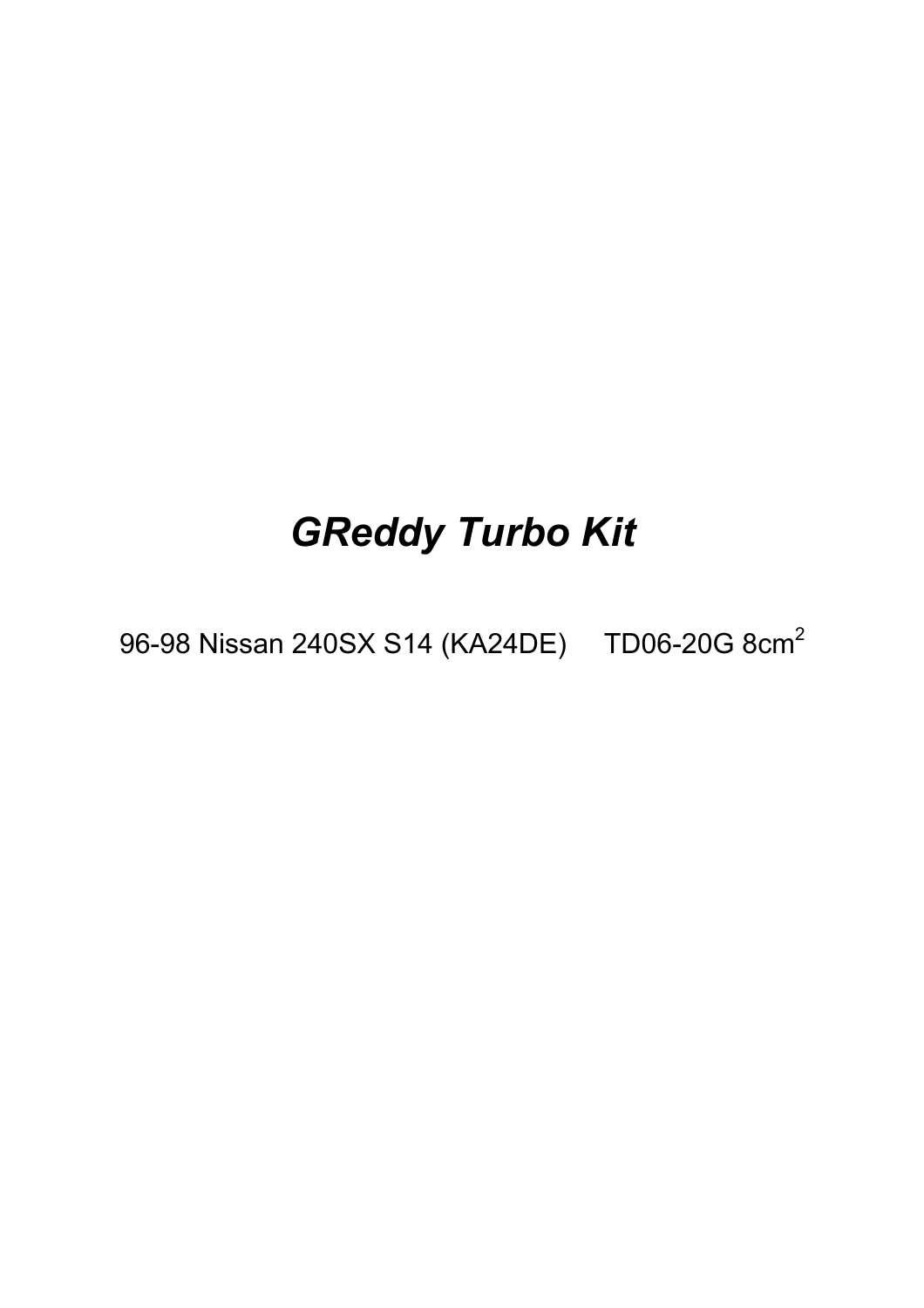# *GReddy Turbo Kit*

96-98 Nissan 240SX S14 (KA24DE) TD06-20G 8cm$^2$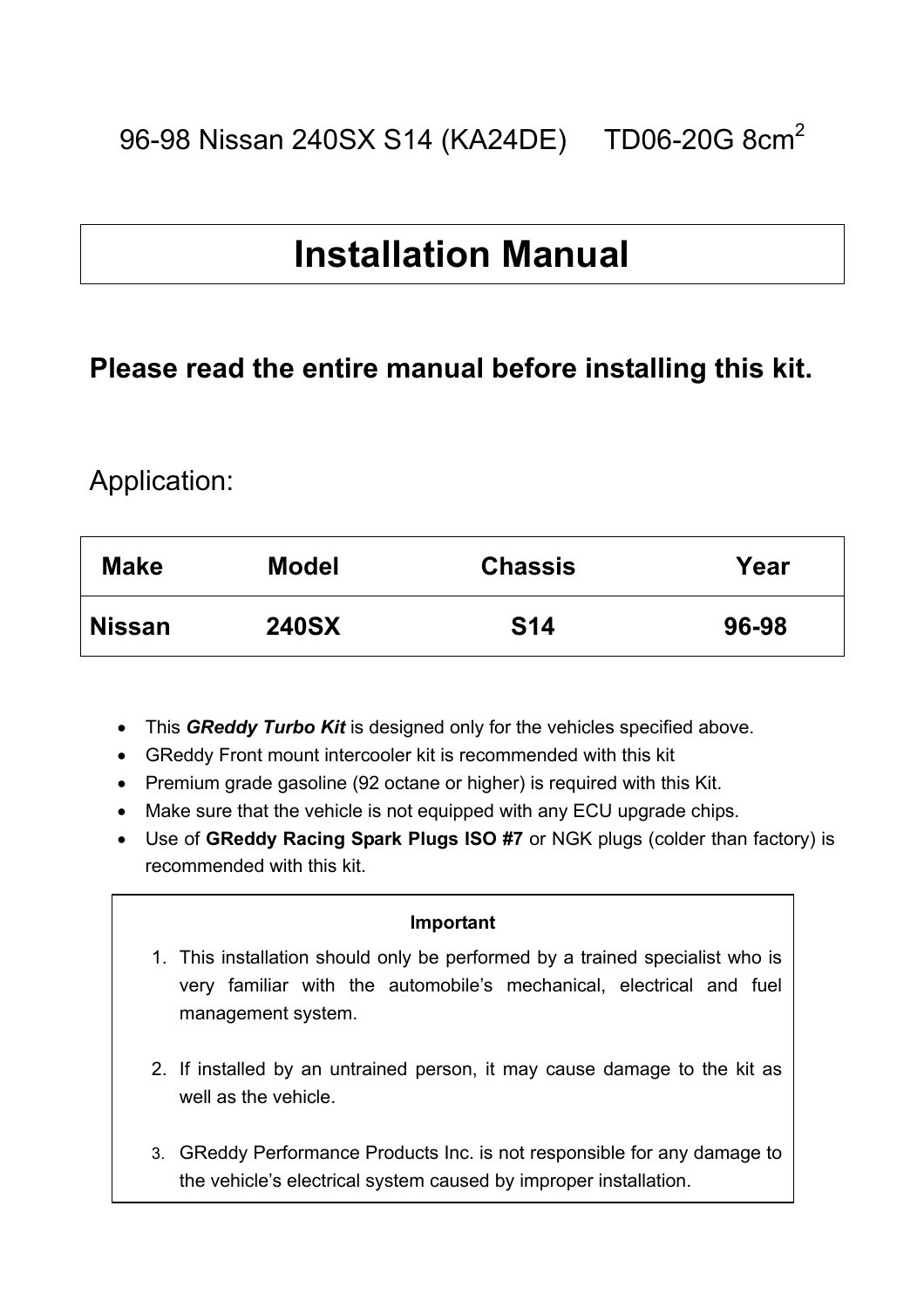96-98 Nissan 240SX S14 (KA24DE) TD06-20G $8cm^2$

# Installation Manual

## Please read the entire manual before installing this kit.

Application:

| Make | Model | Chassis | Year |
|---|---|---|---|
| **Nissan** | **240SX** | **S14** | **96-98** |

- This ***GReddy Turbo Kit*** is designed only for the vehicles specified above.
- GReddy Front mount intercooler kit is recommended with this kit
- Premium grade gasoline (92 octane or higher) is required with this Kit.
- Make sure that the vehicle is not equipped with any ECU upgrade chips.
- Use of **GReddy Racing Spark Plugs ISO #7** or NGK plugs (colder than factory) is recommended with this kit.

**Important**

1. This installation should only be performed by a trained specialist who is very familiar with the automobile's mechanical, electrical and fuel management system.
2. If installed by an untrained person, it may cause damage to the kit as well as the vehicle.
3. GReddy Performance Products Inc. is not responsible for any damage to the vehicle's electrical system caused by improper installation.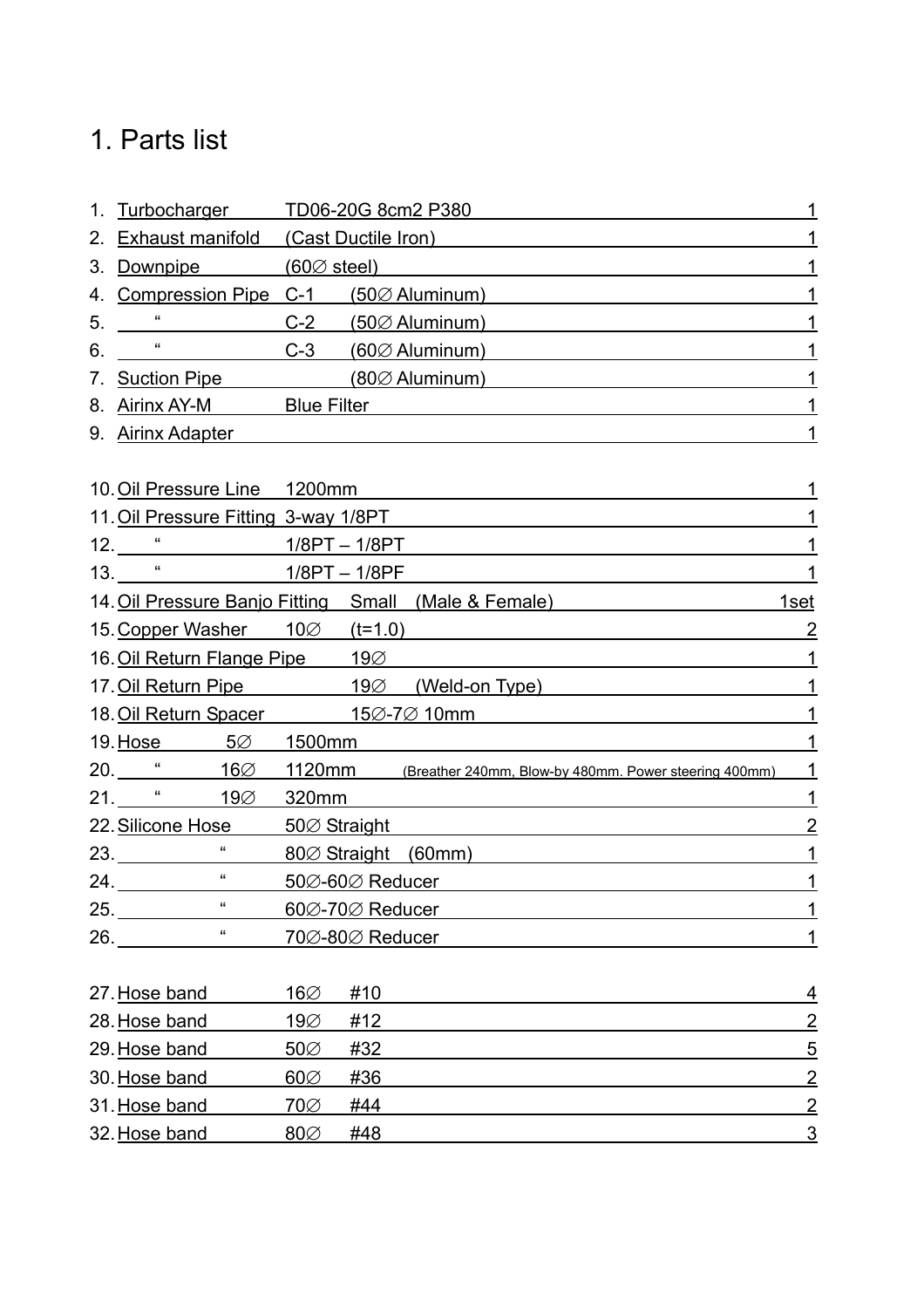# 1. Parts list

| No. | Part | Specification | Qty |
|---|---|---|---|
| 1. | Turbocharger | TD06-20G 8cm2 P380 | 1 |
| 2. | Exhaust manifold | (Cast Ductile Iron) | 1 |
| 3. | Downpipe | (60∅ steel) | 1 |
| 4. | Compression Pipe | C-1 (50∅ Aluminum) | 1 |
| 5. | “ | C-2 (50∅ Aluminum) | 1 |
| 6. | “ | C-3 (60∅ Aluminum) | 1 |
| 7. | Suction Pipe | (80∅ Aluminum) | 1 |
| 8. | Airinx AY-M | Blue Filter | 1 |
| 9. | Airinx Adapter | | 1 |
| 10. | Oil Pressure Line | 1200mm | 1 |
| 11. | Oil Pressure Fitting | 3-way 1/8PT | 1 |
| 12. | “ | 1/8PT – 1/8PT | 1 |
| 13. | “ | 1/8PT – 1/8PF | 1 |
| 14. | Oil Pressure Banjo Fitting | Small (Male & Female) | 1set |
| 15. | Copper Washer | 10∅ (t=1.0) | 2 |
| 16. | Oil Return Flange Pipe | 19∅ | 1 |
| 17. | Oil Return Pipe | 19∅ (Weld-on Type) | 1 |
| 18. | Oil Return Spacer | 15∅-7∅ 10mm | 1 |
| 19. | Hose 5∅ | 1500mm | 1 |
| 20. | “ 16∅ | 1120mm (Breather 240mm, Blow-by 480mm. Power steering 400mm) | 1 |
| 21. | “ 19∅ | 320mm | 1 |
| 22. | Silicone Hose | 50∅ Straight | 2 |
| 23. | “ | 80∅ Straight (60mm) | 1 |
| 24. | “ | 50∅-60∅ Reducer | 1 |
| 25. | “ | 60∅-70∅ Reducer | 1 |
| 26. | “ | 70∅-80∅ Reducer | 1 |
| 27. | Hose band | 16∅ #10 | 4 |
| 28. | Hose band | 19∅ #12 | 2 |
| 29. | Hose band | 50∅ #32 | 5 |
| 30. | Hose band | 60∅ #36 | 2 |
| 31. | Hose band | 70∅ #44 | 2 |
| 32. | Hose band | 80∅ #48 | 3 |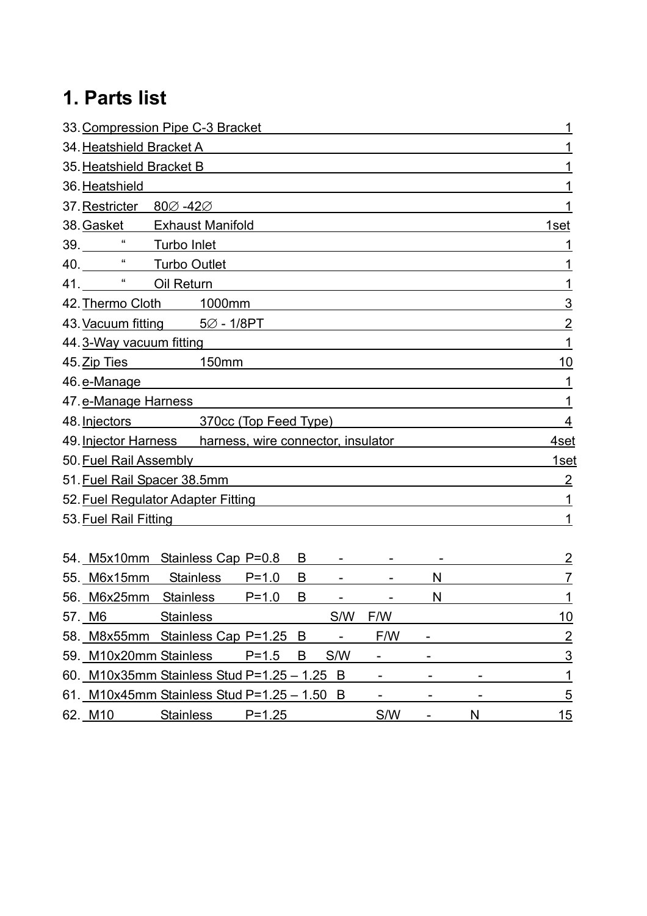# 1. Parts list

33. Compression Pipe C-3 Bracket 1
34. Heatshield Bracket A 1
35. Heatshield Bracket B 1
36. Heatshield 1
37. Restricter 80∅ -42∅ 1
38. Gasket Exhaust Manifold 1set
39. “ Turbo Inlet 1
40. “ Turbo Outlet 1
41. “ Oil Return 1
42. Thermo Cloth 1000mm 3
43. Vacuum fitting 5∅ - 1/8PT 2
44. 3-Way vacuum fitting 1
45. Zip Ties 150mm 10
46. e-Manage 1
47. e-Manage Harness 1
48. Injectors 370cc (Top Feed Type) 4
49. Injector Harness harness, wire connector, insulator 4set
50. Fuel Rail Assembly 1set
51. Fuel Rail Spacer 38.5mm 2
52. Fuel Regulator Adapter Fitting 1
53. Fuel Rail Fitting 1

54. M5x10mm Stainless Cap P=0.8 B - - - 2
55. M6x15mm Stainless P=1.0 B - - N 7
56. M6x25mm Stainless P=1.0 B - - N 1
57. M6 Stainless S/W F/W 10
58. M8x55mm Stainless Cap P=1.25 B - F/W - 2
59. M10x20mm Stainless P=1.5 B S/W - - 3
60. M10x35mm Stainless Stud P=1.25 – 1.25 B - - - 1
61. M10x45mm Stainless Stud P=1.25 – 1.50 B - - - 5
62. M10 Stainless P=1.25 S/W - N 15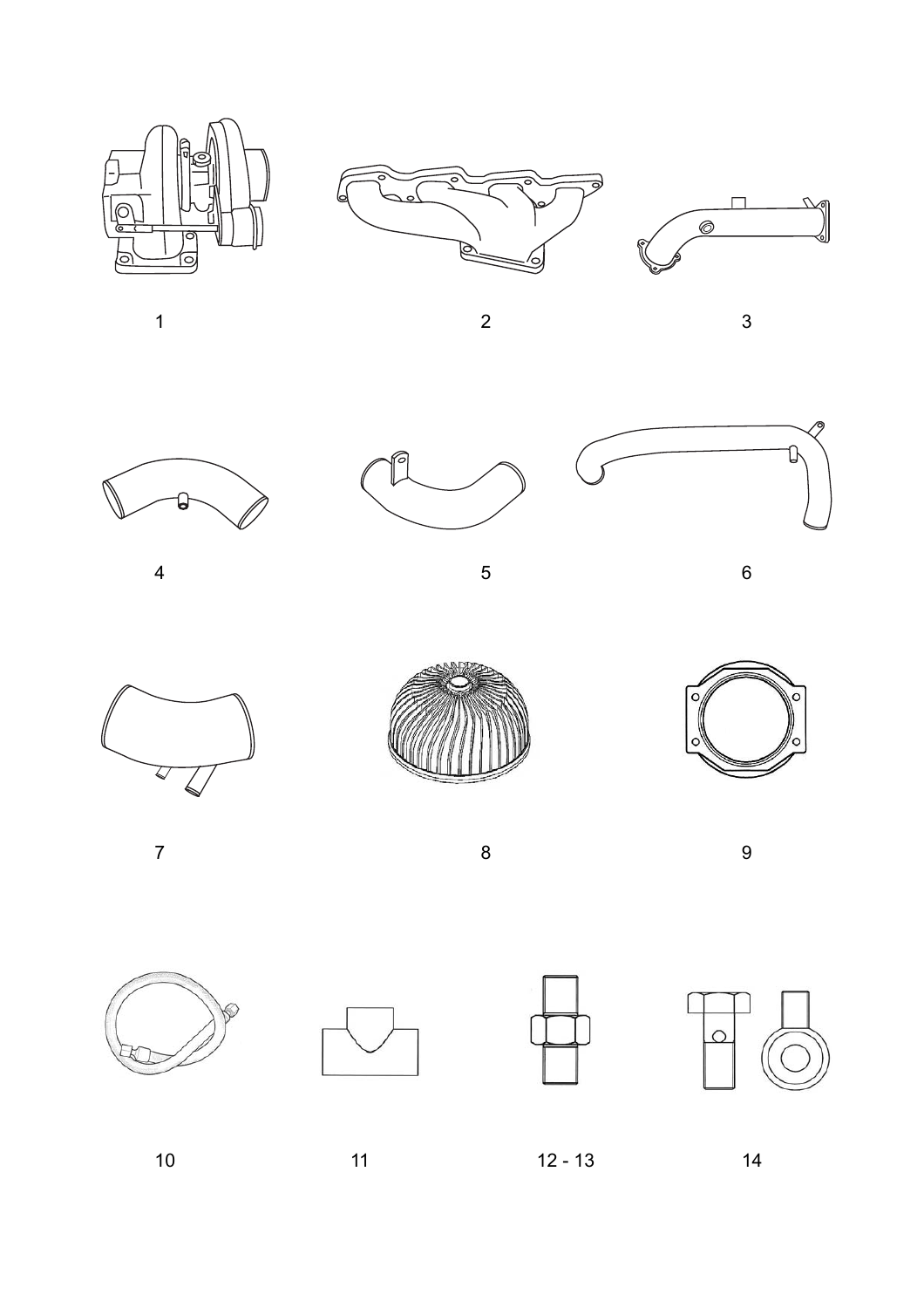1

2

3

4

5

6

7

8

9

10

11

12 - 13

14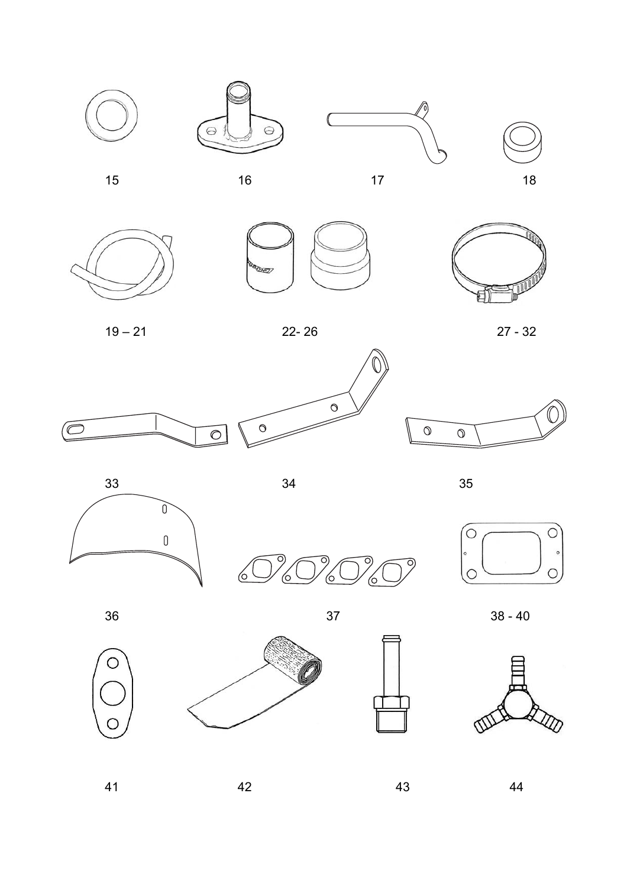15

16

17

18

19 – 21

22- 26

27 - 32

33

34

35

36

37

38 - 40

41

42

43

44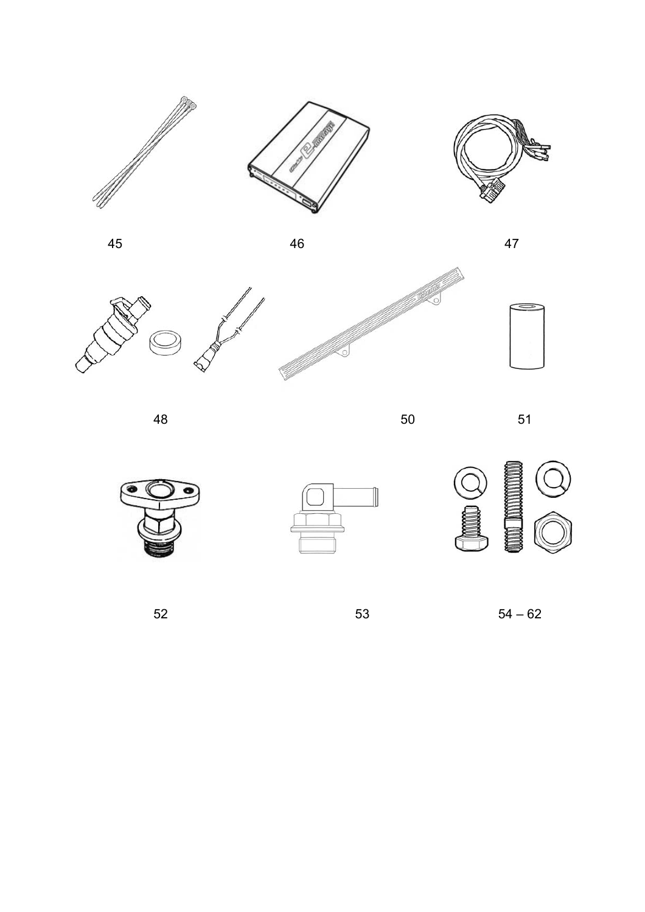45

46

47

48

50

51

52

53

54 – 62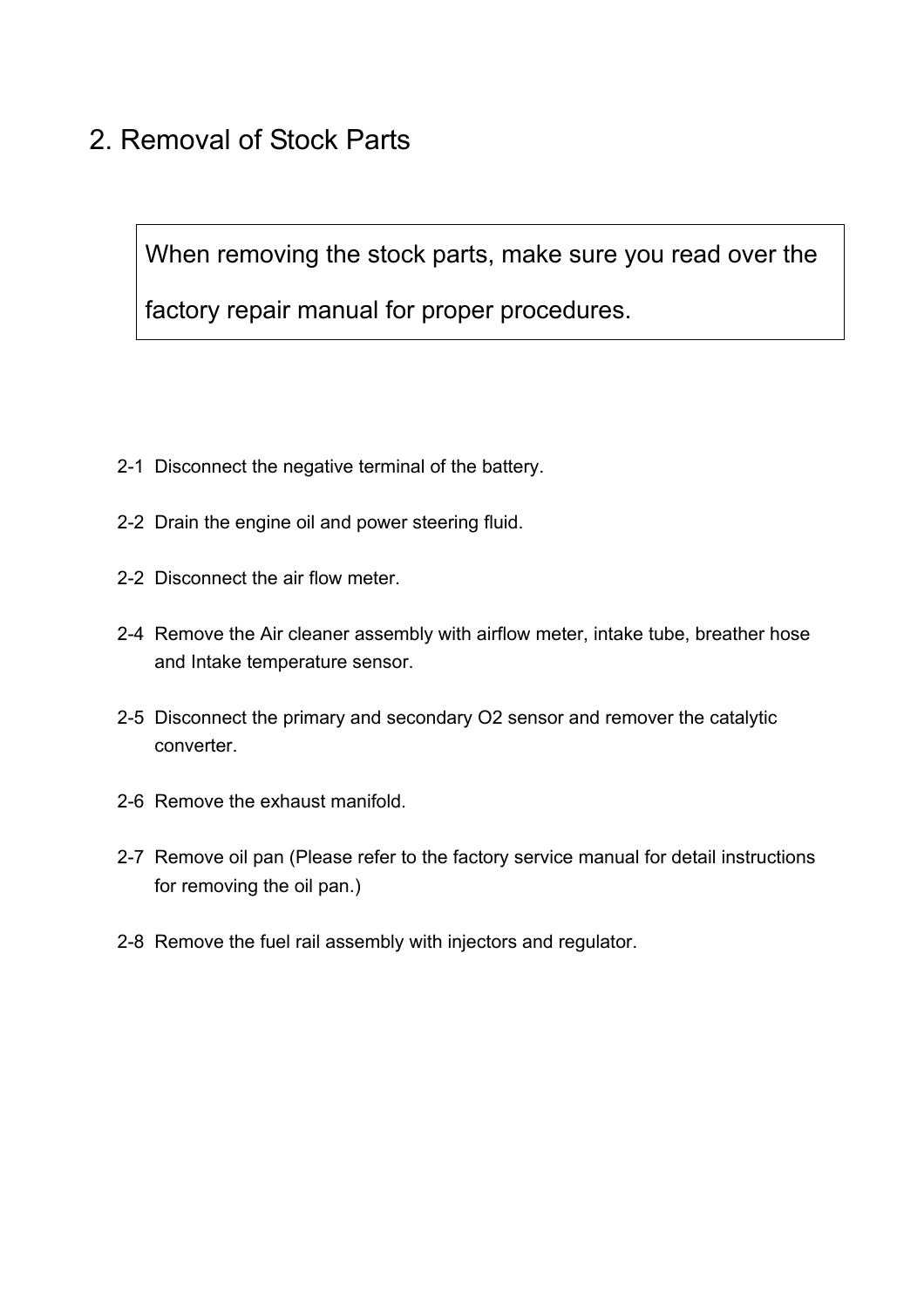# 2. Removal of Stock Parts

> When removing the stock parts, make sure you read over the factory repair manual for proper procedures.

2-1 Disconnect the negative terminal of the battery.

2-2 Drain the engine oil and power steering fluid.

2-2 Disconnect the air flow meter.

2-4 Remove the Air cleaner assembly with airflow meter, intake tube, breather hose and Intake temperature sensor.

2-5 Disconnect the primary and secondary O2 sensor and remover the catalytic converter.

2-6 Remove the exhaust manifold.

2-7 Remove oil pan (Please refer to the factory service manual for detail instructions for removing the oil pan.)

2-8 Remove the fuel rail assembly with injectors and regulator.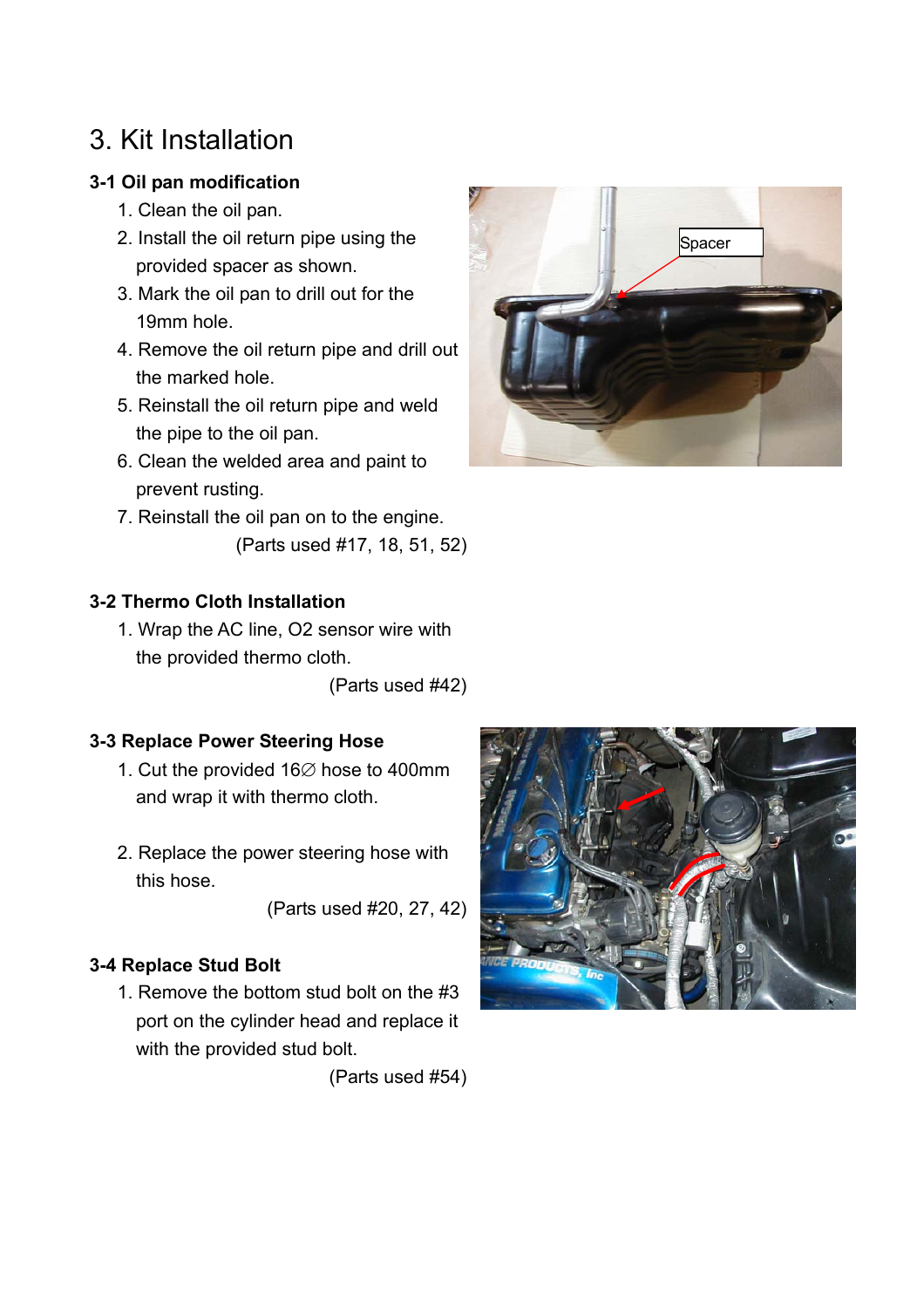# 3. Kit Installation

### 3-1 Oil pan modification

1. Clean the oil pan.
2. Install the oil return pipe using the provided spacer as shown.
3. Mark the oil pan to drill out for the 19mm hole.
4. Remove the oil return pipe and drill out the marked hole.
5. Reinstall the oil return pipe and weld the pipe to the oil pan.
6. Clean the welded area and paint to prevent rusting.
7. Reinstall the oil pan on to the engine.

(Parts used #17, 18, 51, 52)

### 3-2 Thermo Cloth Installation

1. Wrap the AC line, O2 sensor wire with the provided thermo cloth.

(Parts used #42)

### 3-3 Replace Power Steering Hose

1. Cut the provided 16∅ hose to 400mm and wrap it with thermo cloth.
2. Replace the power steering hose with this hose.

(Parts used #20, 27, 42)

### 3-4 Replace Stud Bolt

1. Remove the bottom stud bolt on the #3 port on the cylinder head and replace it with the provided stud bolt.

(Parts used #54)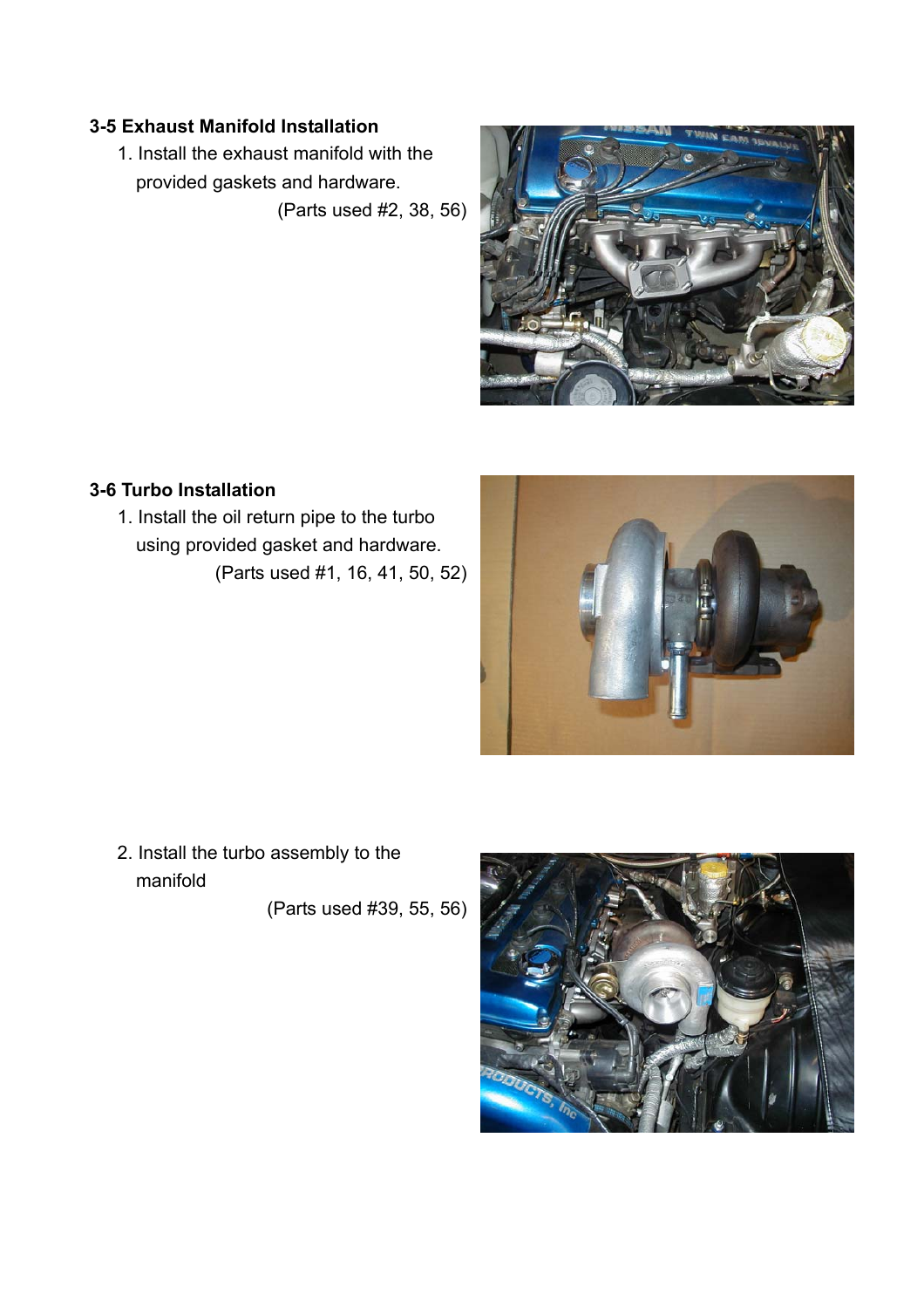**3-5 Exhaust Manifold Installation**

1. Install the exhaust manifold with the provided gaskets and hardware.

   (Parts used #2, 38, 56)

**3-6 Turbo Installation**

1. Install the oil return pipe to the turbo using provided gasket and hardware.

   (Parts used #1, 16, 41, 50, 52)

2. Install the turbo assembly to the manifold

   (Parts used #39, 55, 56)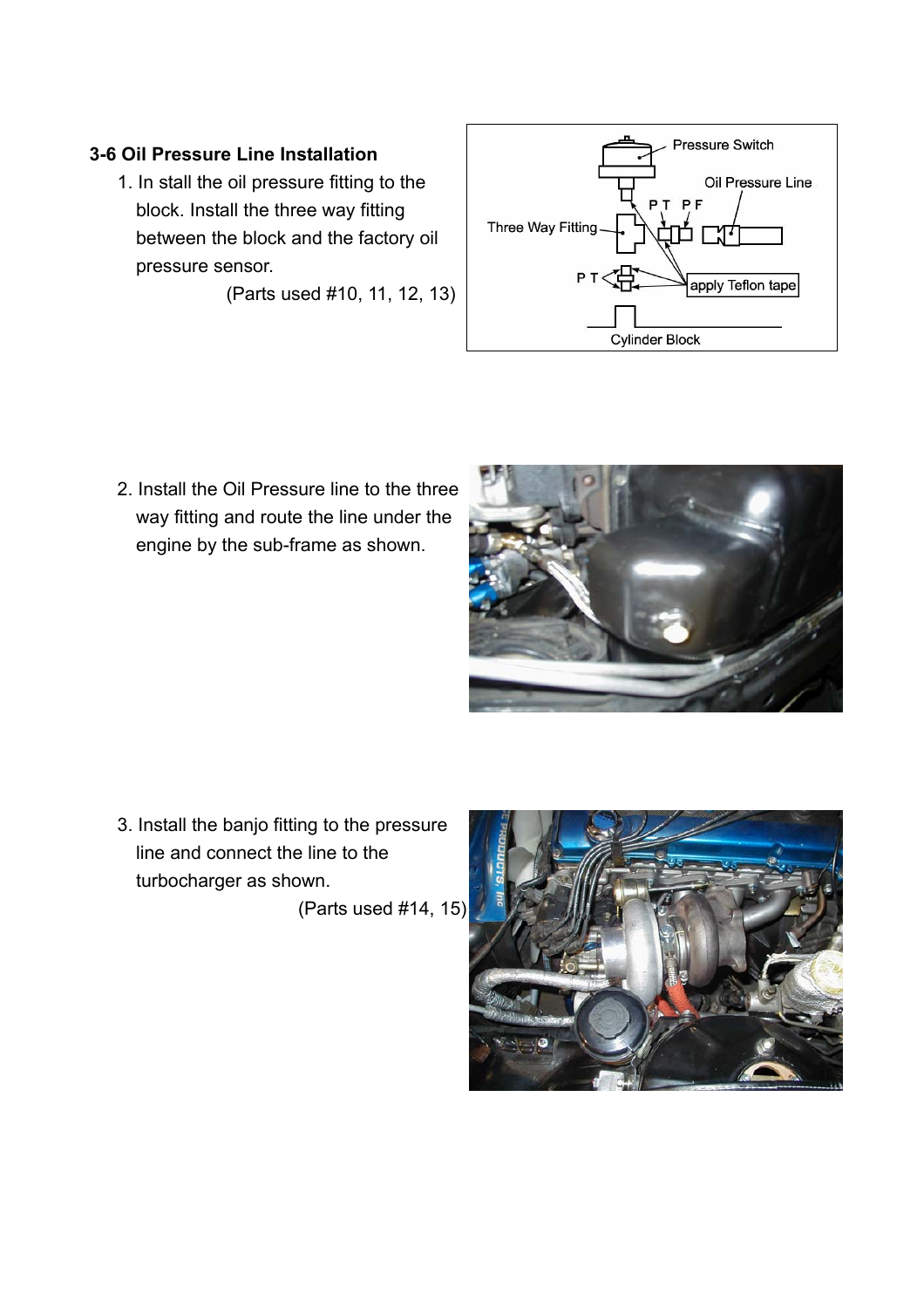### 3-6 Oil Pressure Line Installation

1. In stall the oil pressure fitting to the block. Install the three way fitting between the block and the factory oil pressure sensor.

   (Parts used #10, 11, 12, 13)

2. Install the Oil Pressure line to the three way fitting and route the line under the engine by the sub-frame as shown.

3. Install the banjo fitting to the pressure line and connect the line to the turbocharger as shown.

   (Parts used #14, 15)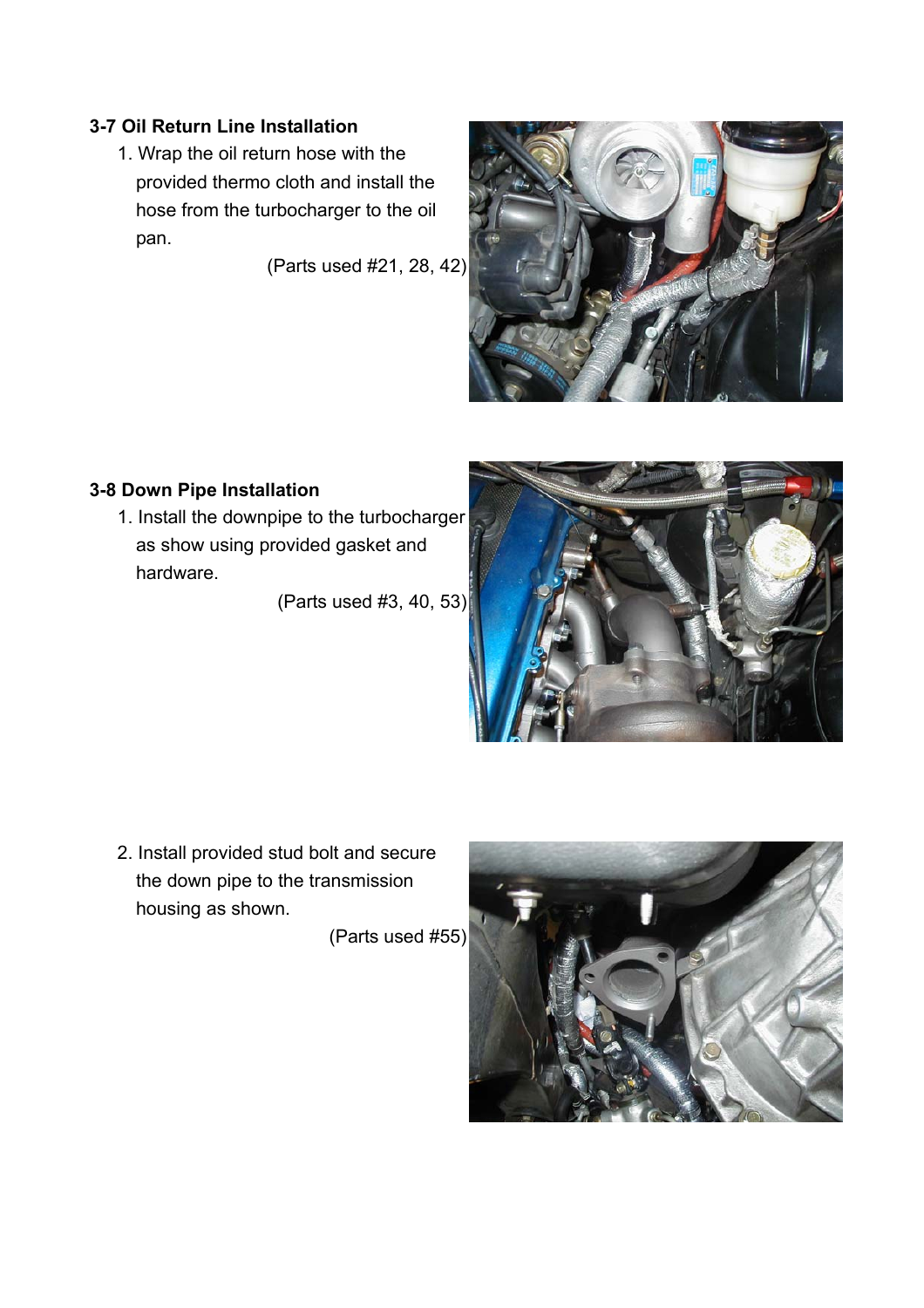### 3-7 Oil Return Line Installation

1. Wrap the oil return hose with the provided thermo cloth and install the hose from the turbocharger to the oil pan.

   (Parts used #21, 28, 42)

### 3-8 Down Pipe Installation

1. Install the downpipe to the turbocharger as show using provided gasket and hardware.

   (Parts used #3, 40, 53)

2. Install provided stud bolt and secure the down pipe to the transmission housing as shown.

   (Parts used #55)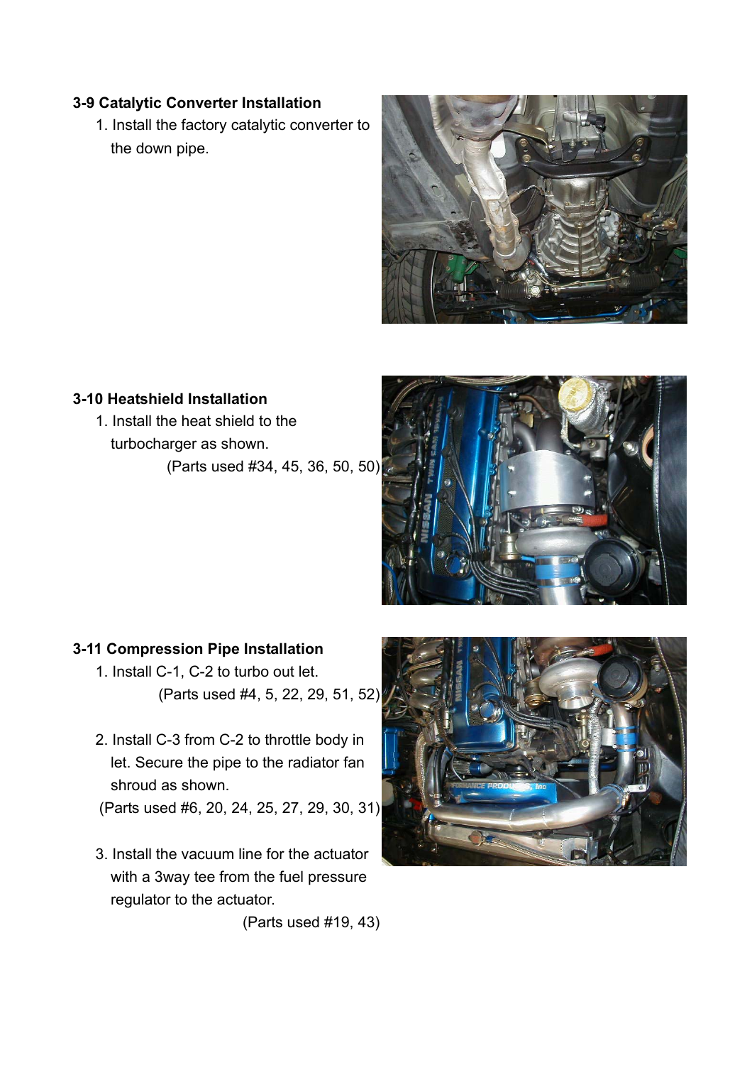### 3-9 Catalytic Converter Installation

1. Install the factory catalytic converter to the down pipe.

### 3-10 Heatshield Installation

1. Install the heat shield to the turbocharger as shown.
   (Parts used #34, 45, 36, 50, 50)

### 3-11 Compression Pipe Installation

1. Install C-1, C-2 to turbo out let.
   (Parts used #4, 5, 22, 29, 51, 52)

2. Install C-3 from C-2 to throttle body in let. Secure the pipe to the radiator fan shroud as shown.
   (Parts used #6, 20, 24, 25, 27, 29, 30, 31)

3. Install the vacuum line for the actuator with a 3way tee from the fuel pressure regulator to the actuator.
   (Parts used #19, 43)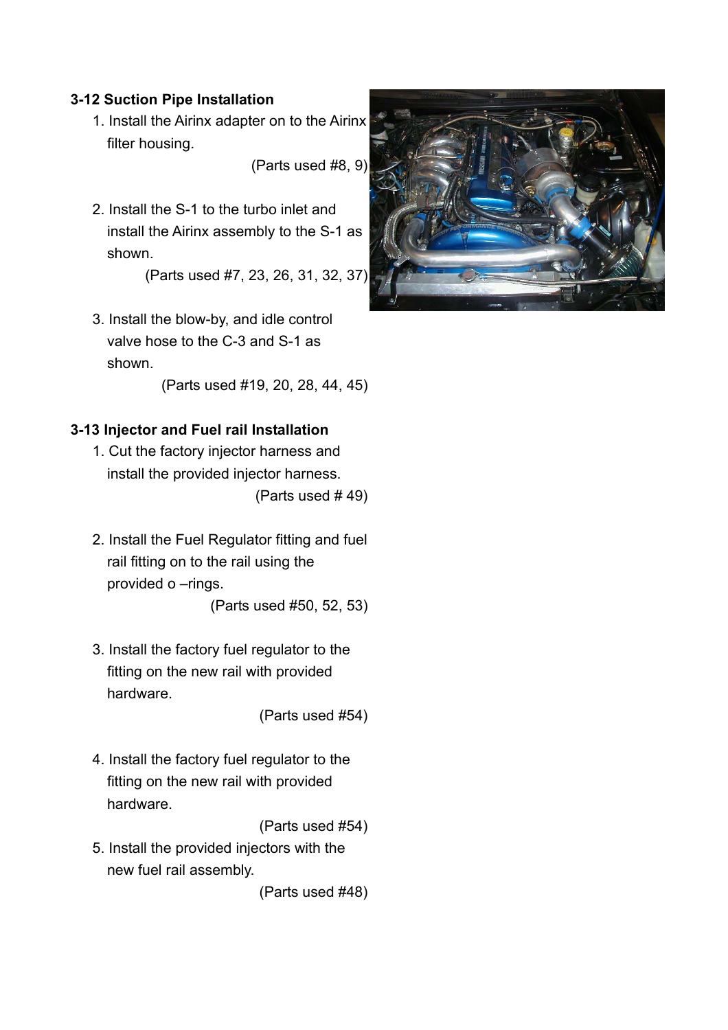### 3-12 Suction Pipe Installation

1. Install the Airinx adapter on to the Airinx filter housing.

   (Parts used #8, 9)

2. Install the S-1 to the turbo inlet and install the Airinx assembly to the S-1 as shown.

   (Parts used #7, 23, 26, 31, 32, 37)

3. Install the blow-by, and idle control valve hose to the C-3 and S-1 as shown.

   (Parts used #19, 20, 28, 44, 45)

### 3-13 Injector and Fuel rail Installation

1. Cut the factory injector harness and install the provided injector harness.

   (Parts used # 49)

2. Install the Fuel Regulator fitting and fuel rail fitting on to the rail using the provided o –rings.

   (Parts used #50, 52, 53)

3. Install the factory fuel regulator to the fitting on the new rail with provided hardware.

   (Parts used #54)

4. Install the factory fuel regulator to the fitting on the new rail with provided hardware.

   (Parts used #54)

5. Install the provided injectors with the new fuel rail assembly.

   (Parts used #48)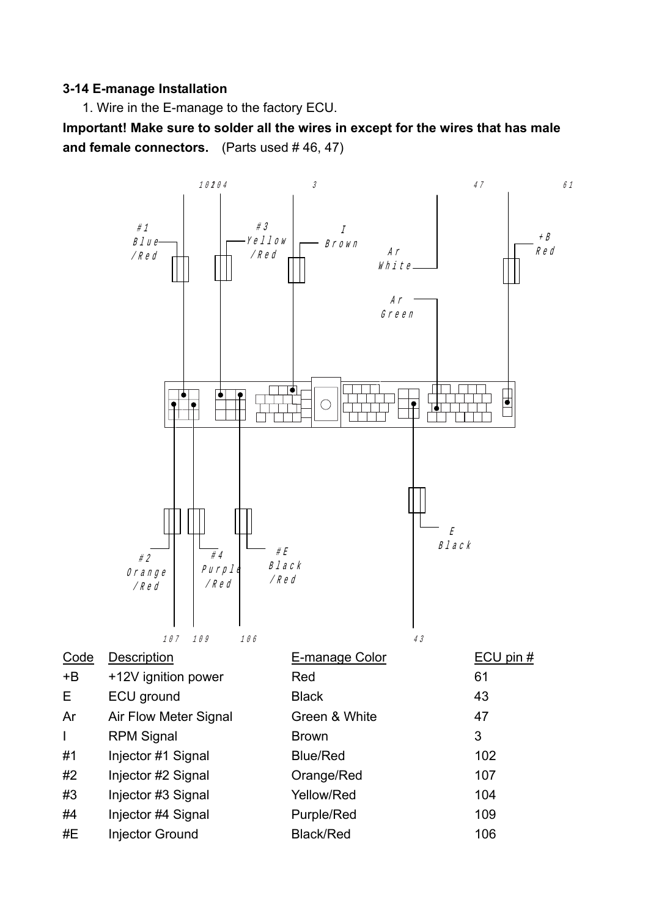**3-14 E-manage Installation**

1. Wire in the E-manage to the factory ECU.

**Important! Make sure to solder all the wires in except for the wires that has male and female connectors.** (Parts used # 46, 47)

102 104 3 47 61

#1 Blue/Red

#3 Yellow/Red

I Brown

Ar White

+B Red

Ar Green

#2 Orange/Red

#4 Purple/Red

#E Black/Red

E Black

107 109 106 43

| Code | Description | E-manage Color | ECU pin # |
|---|---|---|---|
| +B | +12V ignition power | Red | 61 |
| E | ECU ground | Black | 43 |
| Ar | Air Flow Meter Signal | Green & White | 47 |
| I | RPM Signal | Brown | 3 |
| #1 | Injector #1 Signal | Blue/Red | 102 |
| #2 | Injector #2 Signal | Orange/Red | 107 |
| #3 | Injector #3 Signal | Yellow/Red | 104 |
| #4 | Injector #4 Signal | Purple/Red | 109 |
| #E | Injector Ground | Black/Red | 106 |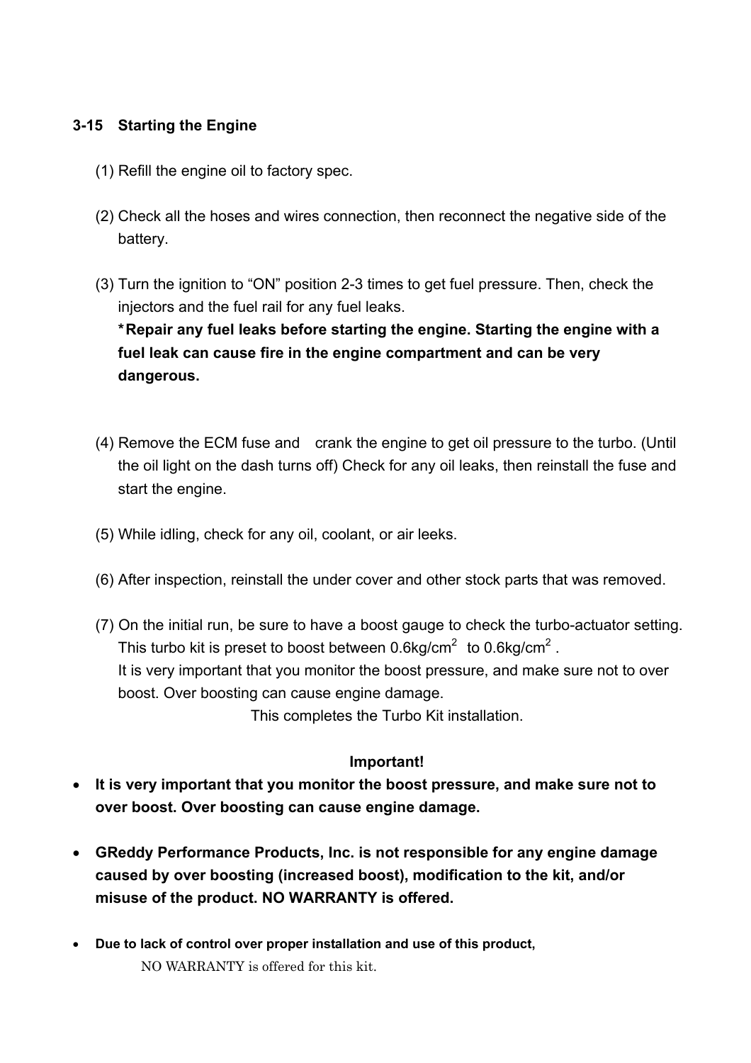### 3-15 Starting the Engine

(1) Refill the engine oil to factory spec.

(2) Check all the hoses and wires connection, then reconnect the negative side of the battery.

(3) Turn the ignition to “ON” position 2-3 times to get fuel pressure. Then, check the injectors and the fuel rail for any fuel leaks.
**＊Repair any fuel leaks before starting the engine. Starting the engine with a fuel leak can cause fire in the engine compartment and can be very dangerous.**

(4) Remove the ECM fuse and crank the engine to get oil pressure to the turbo. (Until the oil light on the dash turns off) Check for any oil leaks, then reinstall the fuse and start the engine.

(5) While idling, check for any oil, coolant, or air leeks.

(6) After inspection, reinstall the under cover and other stock parts that was removed.

(7) On the initial run, be sure to have a boost gauge to check the turbo-actuator setting. This turbo kit is preset to boost between 0.6kg/$cm^2$ to 0.6kg/$cm^2$ .
It is very important that you monitor the boost pressure, and make sure not to over boost. Over boosting can cause engine damage.

This completes the Turbo Kit installation.

**Important!**

- **It is very important that you monitor the boost pressure, and make sure not to over boost. Over boosting can cause engine damage.**
- **GReddy Performance Products, Inc. is not responsible for any engine damage caused by over boosting (increased boost), modification to the kit, and/or misuse of the product. NO WARRANTY is offered.**
- **Due to lack of control over proper installation and use of this product,**
  NO WARRANTY is offered for this kit.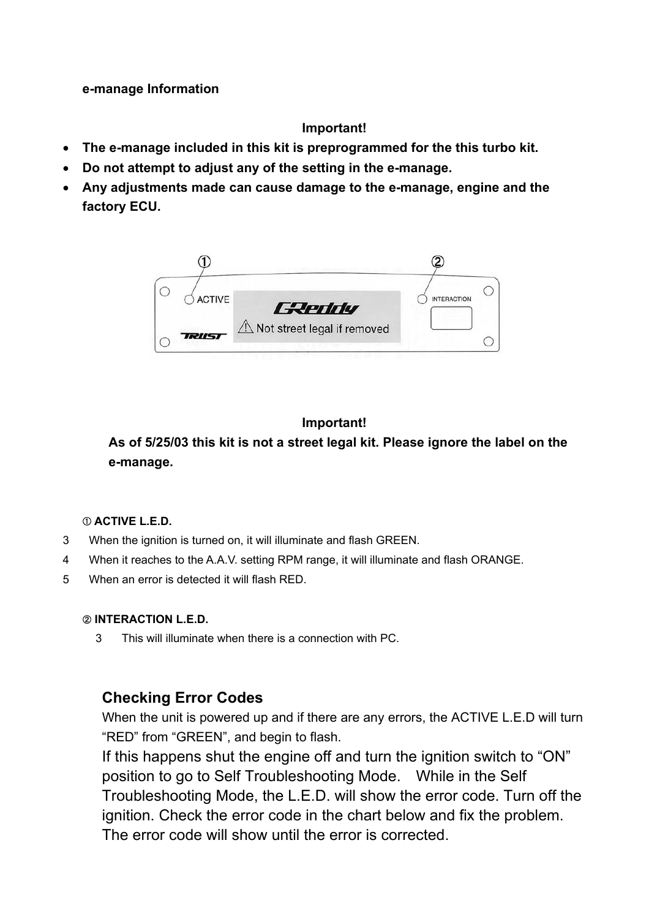**e-manage Information**

**Important!**

- **The e-manage included in this kit is preprogrammed for the this turbo kit.**
- **Do not attempt to adjust any of the setting in the e-manage.**
- **Any adjustments made can cause damage to the e-manage, engine and the factory ECU.**

**Important!**

**As of 5/25/03 this kit is not a street legal kit. Please ignore the label on the e-manage.**

① **ACTIVE L.E.D.**

3 When the ignition is turned on, it will illuminate and flash GREEN.

4 When it reaches to the A.A.V. setting RPM range, it will illuminate and flash ORANGE.

5 When an error is detected it will flash RED.

② **INTERACTION L.E.D.**

3 This will illuminate when there is a connection with PC.

## Checking Error Codes

When the unit is powered up and if there are any errors, the ACTIVE L.E.D will turn "RED" from "GREEN", and begin to flash.

If this happens shut the engine off and turn the ignition switch to "ON" position to go to Self Troubleshooting Mode. While in the Self Troubleshooting Mode, the L.E.D. will show the error code. Turn off the ignition. Check the error code in the chart below and fix the problem. The error code will show until the error is corrected.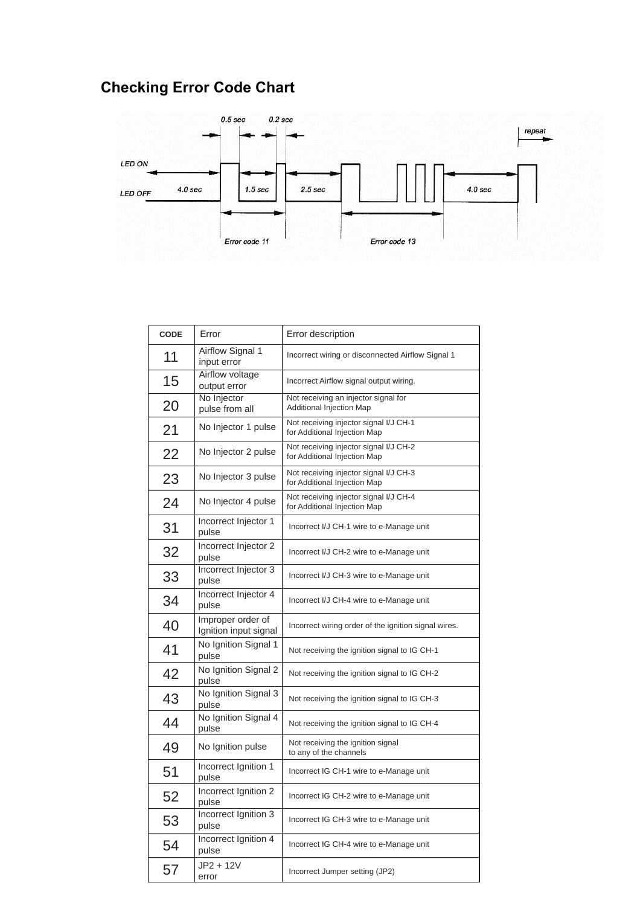## Checking Error Code Chart

0.5 sec
0.2 sec
repeat
LED ON
LED OFF
4.0 sec
1.5 sec
2.5 sec
4.0 sec
Error code 11
Error code 13

| CODE | Error | Error description |
|---|---|---|
| 11 | Airflow Signal 1 input error | Incorrect wiring or disconnected Airflow Signal 1 |
| 15 | Airflow voltage output error | Incorrect Airflow signal output wiring. |
| 20 | No Injector pulse from all | Not receiving an injector signal for Additional Injection Map |
| 21 | No Injector 1 pulse | Not receiving injector signal I/J CH-1 for Additional Injection Map |
| 22 | No Injector 2 pulse | Not receiving injector signal I/J CH-2 for Additional Injection Map |
| 23 | No Injector 3 pulse | Not receiving injector signal I/J CH-3 for Additional Injection Map |
| 24 | No Injector 4 pulse | Not receiving injector signal I/J CH-4 for Additional Injection Map |
| 31 | Incorrect Injector 1 pulse | Incorrect I/J CH-1 wire to e-Manage unit |
| 32 | Incorrect Injector 2 pulse | Incorrect I/J CH-2 wire to e-Manage unit |
| 33 | Incorrect Injector 3 pulse | Incorrect I/J CH-3 wire to e-Manage unit |
| 34 | Incorrect Injector 4 pulse | Incorrect I/J CH-4 wire to e-Manage unit |
| 40 | Improper order of Ignition input signal | Incorrect wiring order of the ignition signal wires. |
| 41 | No Ignition Signal 1 pulse | Not receiving the ignition signal to IG CH-1 |
| 42 | No Ignition Signal 2 pulse | Not receiving the ignition signal to IG CH-2 |
| 43 | No Ignition Signal 3 pulse | Not receiving the ignition signal to IG CH-3 |
| 44 | No Ignition Signal 4 pulse | Not receiving the ignition signal to IG CH-4 |
| 49 | No Ignition pulse | Not receiving the ignition signal to any of the channels |
| 51 | Incorrect Ignition 1 pulse | Incorrect IG CH-1 wire to e-Manage unit |
| 52 | Incorrect Ignition 2 pulse | Incorrect IG CH-2 wire to e-Manage unit |
| 53 | Incorrect Ignition 3 pulse | Incorrect IG CH-3 wire to e-Manage unit |
| 54 | Incorrect Ignition 4 pulse | Incorrect IG CH-4 wire to e-Manage unit |
| 57 | JP2 + 12V error | Incorrect Jumper setting (JP2) |